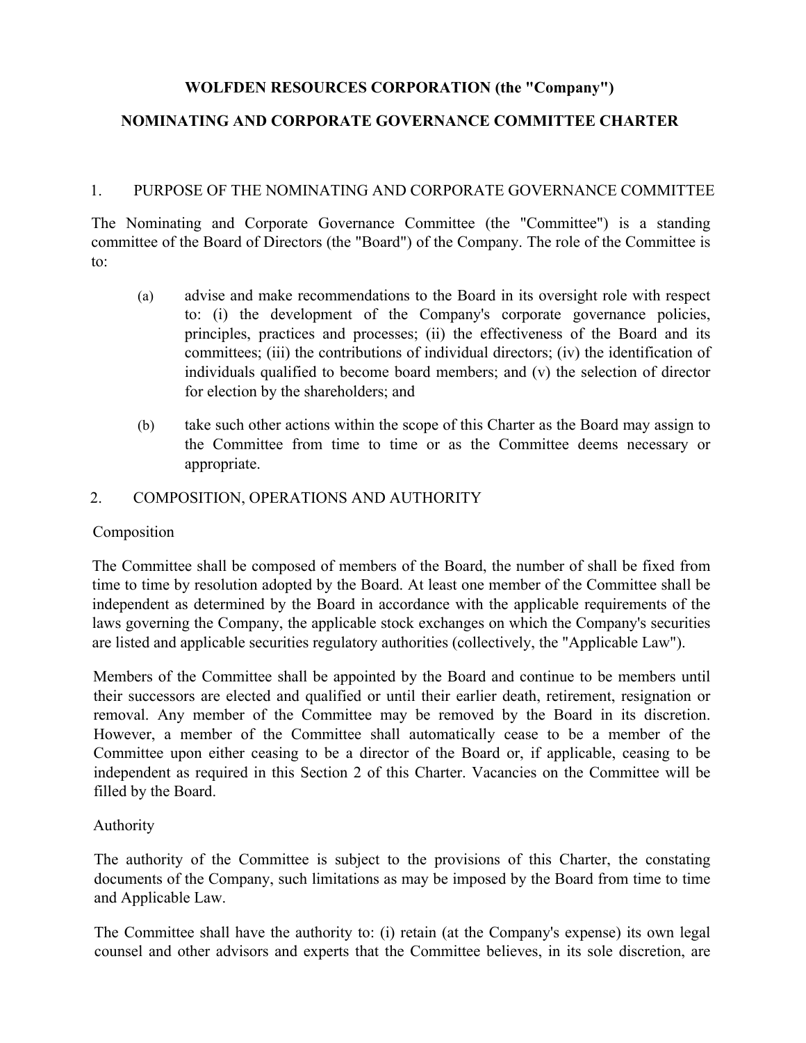**WOLFDEN RESOURCES CORPORATION (the "Company")**

**NOMINATING AND CORPORATE GOVERNANCE COMMITTEE CHARTER**

## 1. PURPOSE OF THE NOMINATING AND CORPORATE GOVERNANCE COMMITTEE

The Nominating and Corporate Governance Committee (the "Committee") is a standing committee of the Board of Directors (the "Board") of the Company. The role of the Committee is to:

(a) advise and make recommendations to the Board in its oversight role with respect to: (i) the development of the Company's corporate governance policies, principles, practices and processes; (ii) the effectiveness of the Board and its committees; (iii) the contributions of individual directors; (iv) the identification of individuals qualified to become board members; and (v) the selection of director for election by the shareholders; and

(b) take such other actions within the scope of this Charter as the Board may assign to the Committee from time to time or as the Committee deems necessary or appropriate.

## 2. COMPOSITION, OPERATIONS AND AUTHORITY

### Composition

The Committee shall be composed of members of the Board, the number of shall be fixed from time to time by resolution adopted by the Board. At least one member of the Committee shall be independent as determined by the Board in accordance with the applicable requirements of the laws governing the Company, the applicable stock exchanges on which the Company's securities are listed and applicable securities regulatory authorities (collectively, the "Applicable Law").

Members of the Committee shall be appointed by the Board and continue to be members until their successors are elected and qualified or until their earlier death, retirement, resignation or removal. Any member of the Committee may be removed by the Board in its discretion. However, a member of the Committee shall automatically cease to be a member of the Committee upon either ceasing to be a director of the Board or, if applicable, ceasing to be independent as required in this Section 2 of this Charter. Vacancies on the Committee will be filled by the Board.

### Authority

The authority of the Committee is subject to the provisions of this Charter, the constating documents of the Company, such limitations as may be imposed by the Board from time to time and Applicable Law.

The Committee shall have the authority to: (i) retain (at the Company's expense) its own legal counsel and other advisors and experts that the Committee believes, in its sole discretion, are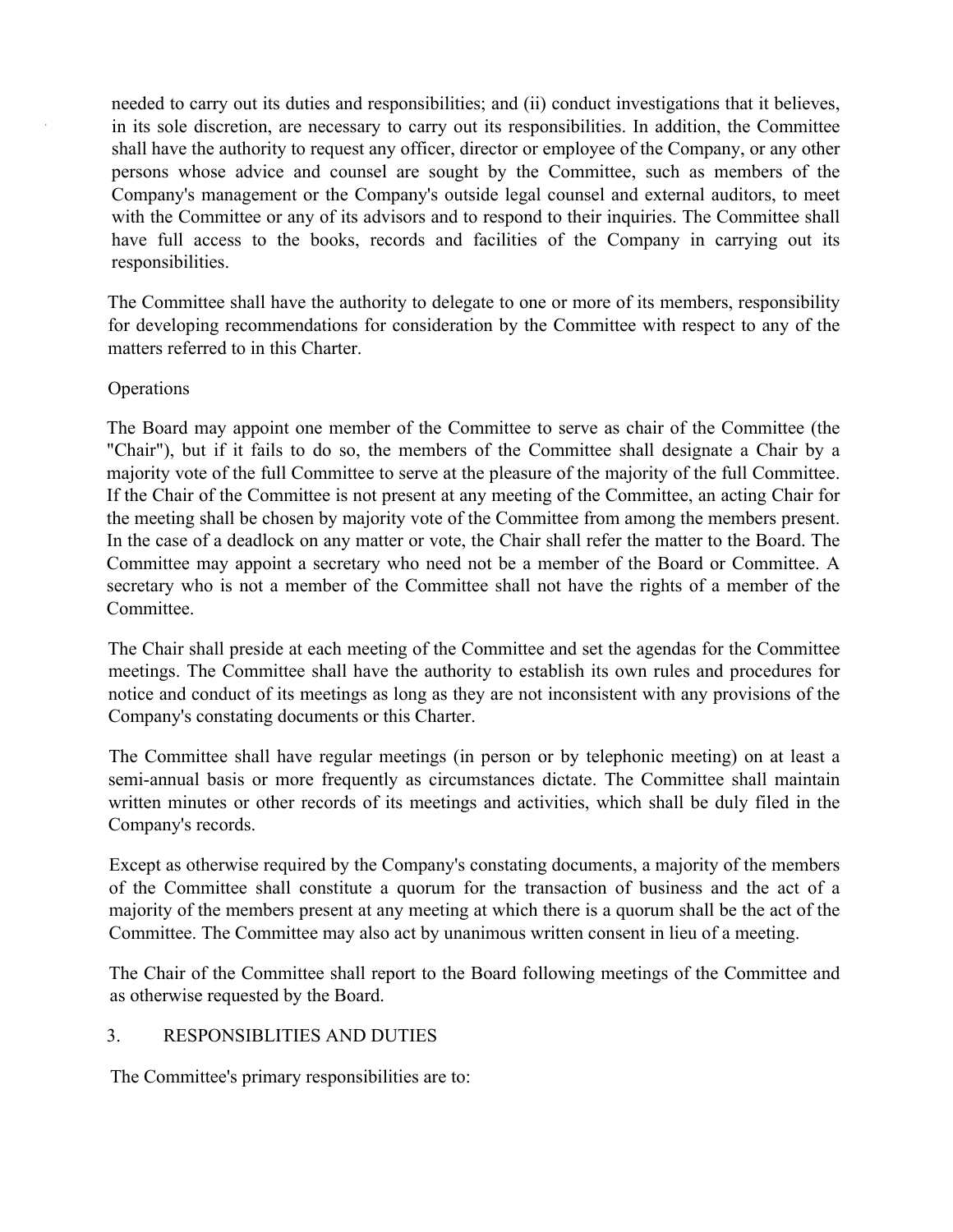needed to carry out its duties and responsibilities; and (ii) conduct investigations that it believes, in its sole discretion, are necessary to carry out its responsibilities. In addition, the Committee shall have the authority to request any officer, director or employee of the Company, or any other persons whose advice and counsel are sought by the Committee, such as members of the Company's management or the Company's outside legal counsel and external auditors, to meet with the Committee or any of its advisors and to respond to their inquiries. The Committee shall have full access to the books, records and facilities of the Company in carrying out its responsibilities.

The Committee shall have the authority to delegate to one or more of its members, responsibility for developing recommendations for consideration by the Committee with respect to any of the matters referred to in this Charter.

Operations

The Board may appoint one member of the Committee to serve as chair of the Committee (the "Chair"), but if it fails to do so, the members of the Committee shall designate a Chair by a majority vote of the full Committee to serve at the pleasure of the majority of the full Committee. If the Chair of the Committee is not present at any meeting of the Committee, an acting Chair for the meeting shall be chosen by majority vote of the Committee from among the members present. In the case of a deadlock on any matter or vote, the Chair shall refer the matter to the Board. The Committee may appoint a secretary who need not be a member of the Board or Committee. A secretary who is not a member of the Committee shall not have the rights of a member of the Committee.

The Chair shall preside at each meeting of the Committee and set the agendas for the Committee meetings. The Committee shall have the authority to establish its own rules and procedures for notice and conduct of its meetings as long as they are not inconsistent with any provisions of the Company's constating documents or this Charter.

The Committee shall have regular meetings (in person or by telephonic meeting) on at least a semi-annual basis or more frequently as circumstances dictate. The Committee shall maintain written minutes or other records of its meetings and activities, which shall be duly filed in the Company's records.

Except as otherwise required by the Company's constating documents, a majority of the members of the Committee shall constitute a quorum for the transaction of business and the act of a majority of the members present at any meeting at which there is a quorum shall be the act of the Committee. The Committee may also act by unanimous written consent in lieu of a meeting.

The Chair of the Committee shall report to the Board following meetings of the Committee and as otherwise requested by the Board.

## 3. RESPONSIBLITIES AND DUTIES

The Committee's primary responsibilities are to: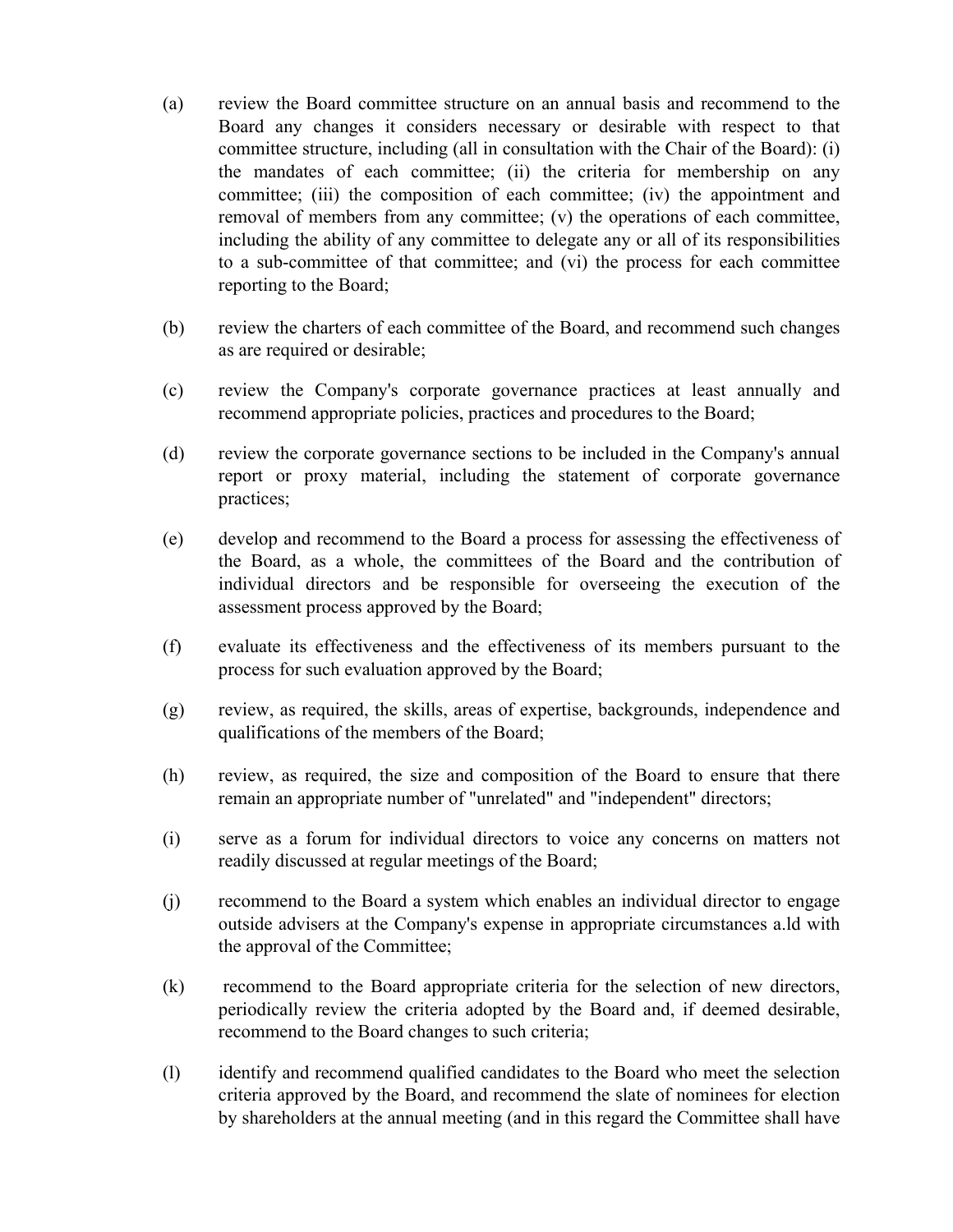(a) review the Board committee structure on an annual basis and recommend to the Board any changes it considers necessary or desirable with respect to that committee structure, including (all in consultation with the Chair of the Board): (i) the mandates of each committee; (ii) the criteria for membership on any committee; (iii) the composition of each committee; (iv) the appointment and removal of members from any committee; (v) the operations of each committee, including the ability of any committee to delegate any or all of its responsibilities to a sub-committee of that committee; and (vi) the process for each committee reporting to the Board;

(b) review the charters of each committee of the Board, and recommend such changes as are required or desirable;

(c) review the Company's corporate governance practices at least annually and recommend appropriate policies, practices and procedures to the Board;

(d) review the corporate governance sections to be included in the Company's annual report or proxy material, including the statement of corporate governance practices;

(e) develop and recommend to the Board a process for assessing the effectiveness of the Board, as a whole, the committees of the Board and the contribution of individual directors and be responsible for overseeing the execution of the assessment process approved by the Board;

(f) evaluate its effectiveness and the effectiveness of its members pursuant to the process for such evaluation approved by the Board;

(g) review, as required, the skills, areas of expertise, backgrounds, independence and qualifications of the members of the Board;

(h) review, as required, the size and composition of the Board to ensure that there remain an appropriate number of "unrelated" and "independent" directors;

(i) serve as a forum for individual directors to voice any concerns on matters not readily discussed at regular meetings of the Board;

(j) recommend to the Board a system which enables an individual director to engage outside advisers at the Company's expense in appropriate circumstances a.ld with the approval of the Committee;

(k) recommend to the Board appropriate criteria for the selection of new directors, periodically review the criteria adopted by the Board and, if deemed desirable, recommend to the Board changes to such criteria;

(l) identify and recommend qualified candidates to the Board who meet the selection criteria approved by the Board, and recommend the slate of nominees for election by shareholders at the annual meeting (and in this regard the Committee shall have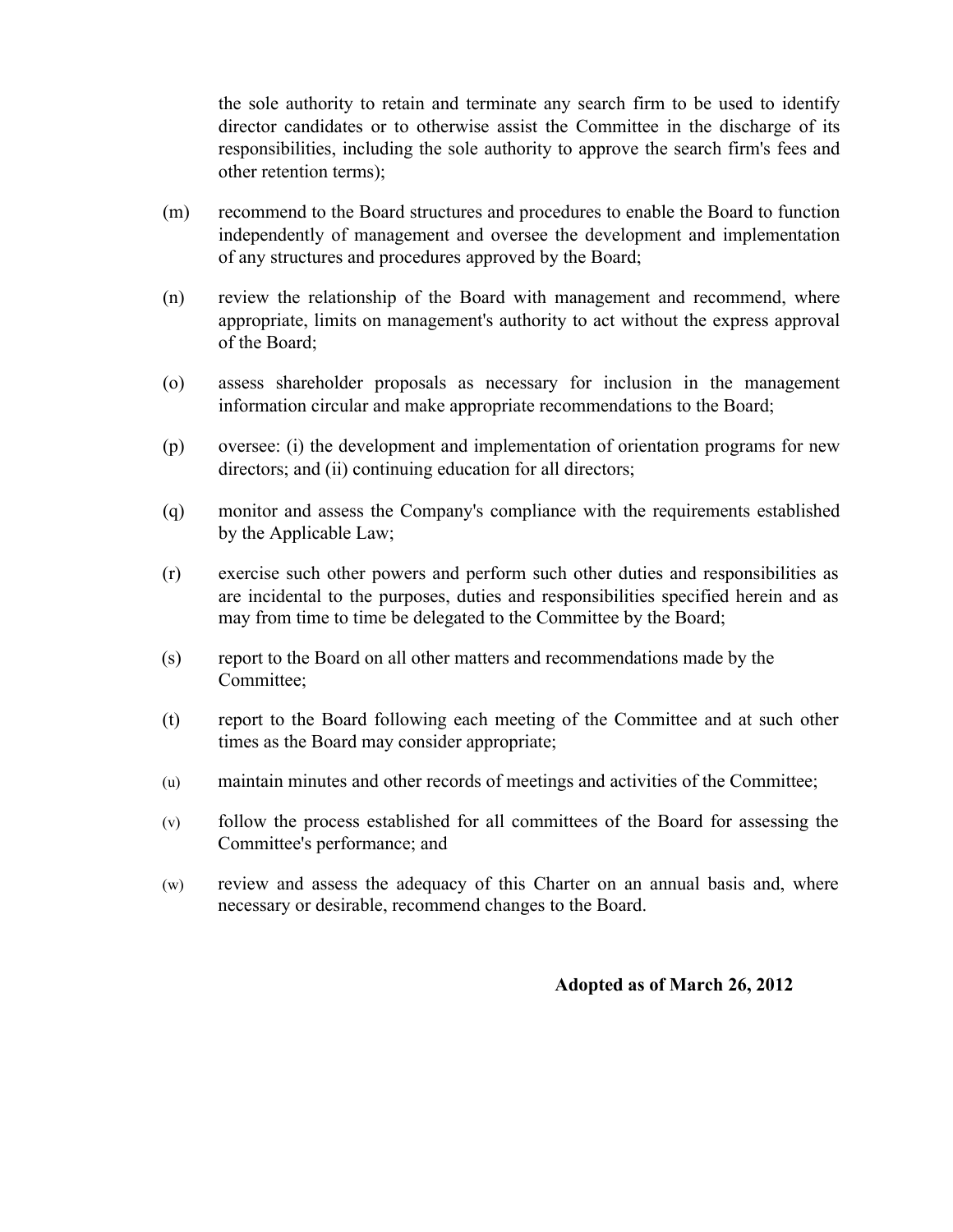the sole authority to retain and terminate any search firm to be used to identify director candidates or to otherwise assist the Committee in the discharge of its responsibilities, including the sole authority to approve the search firm's fees and other retention terms);

(m) recommend to the Board structures and procedures to enable the Board to function independently of management and oversee the development and implementation of any structures and procedures approved by the Board;

(n) review the relationship of the Board with management and recommend, where appropriate, limits on management's authority to act without the express approval of the Board;

(o) assess shareholder proposals as necessary for inclusion in the management information circular and make appropriate recommendations to the Board;

(p) oversee: (i) the development and implementation of orientation programs for new directors; and (ii) continuing education for all directors;

(q) monitor and assess the Company's compliance with the requirements established by the Applicable Law;

(r) exercise such other powers and perform such other duties and responsibilities as are incidental to the purposes, duties and responsibilities specified herein and as may from time to time be delegated to the Committee by the Board;

(s) report to the Board on all other matters and recommendations made by the Committee;

(t) report to the Board following each meeting of the Committee and at such other times as the Board may consider appropriate;

(u) maintain minutes and other records of meetings and activities of the Committee;

(v) follow the process established for all committees of the Board for assessing the Committee's performance; and

(w) review and assess the adequacy of this Charter on an annual basis and, where necessary or desirable, recommend changes to the Board.

**Adopted as of March 26, 2012**